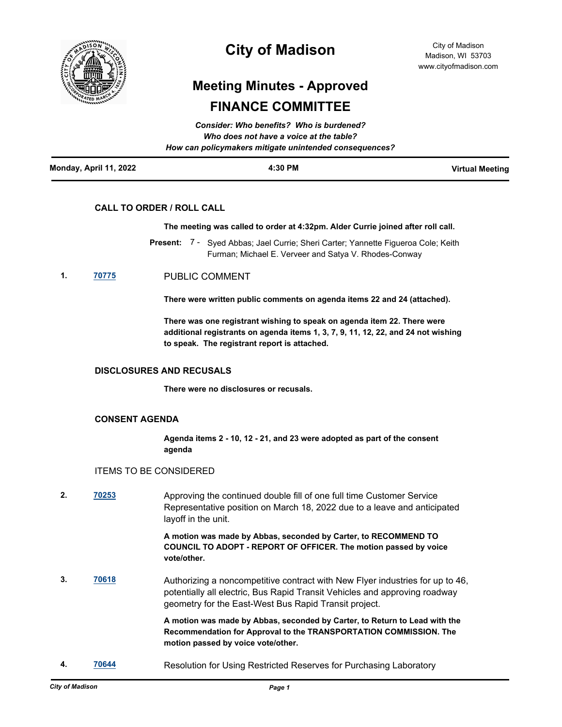# City of Madison

City of Madison
Madison, WI 53703
www.cityofmadison.com

## Meeting Minutes - Approved

## FINANCE COMMITTEE

***Consider: Who benefits? Who is burdened?***
***Who does not have a voice at the table?***
***How can policymakers mitigate unintended consequences?***

**Monday, April 11, 2022** | **4:30 PM** | **Virtual Meeting**

---

### CALL TO ORDER / ROLL CALL

**The meeting was called to order at 4:32pm. Alder Currie joined after roll call.**

**Present:** 7 - Syed Abbas; Jael Currie; Sheri Carter; Yannette Figueroa Cole; Keith Furman; Michael E. Verveer and Satya V. Rhodes-Conway

**1.** **70775** PUBLIC COMMENT

**There were written public comments on agenda items 22 and 24 (attached).**

**There was one registrant wishing to speak on agenda item 22. There were additional registrants on agenda items 1, 3, 7, 9, 11, 12, 22, and 24 not wishing to speak. The registrant report is attached.**

### DISCLOSURES AND RECUSALS

**There were no disclosures or recusals.**

### CONSENT AGENDA

**Agenda items 2 - 10, 12 - 21, and 23 were adopted as part of the consent agenda**

ITEMS TO BE CONSIDERED

**2.** **70253** Approving the continued double fill of one full time Customer Service Representative position on March 18, 2022 due to a leave and anticipated layoff in the unit.

**A motion was made by Abbas, seconded by Carter, to RECOMMEND TO COUNCIL TO ADOPT - REPORT OF OFFICER. The motion passed by voice vote/other.**

**3.** **70618** Authorizing a noncompetitive contract with New Flyer industries for up to 46, potentially all electric, Bus Rapid Transit Vehicles and approving roadway geometry for the East-West Bus Rapid Transit project.

**A motion was made by Abbas, seconded by Carter, to Return to Lead with the Recommendation for Approval to the TRANSPORTATION COMMISSION. The motion passed by voice vote/other.**

**4.** **70644** Resolution for Using Restricted Reserves for Purchasing Laboratory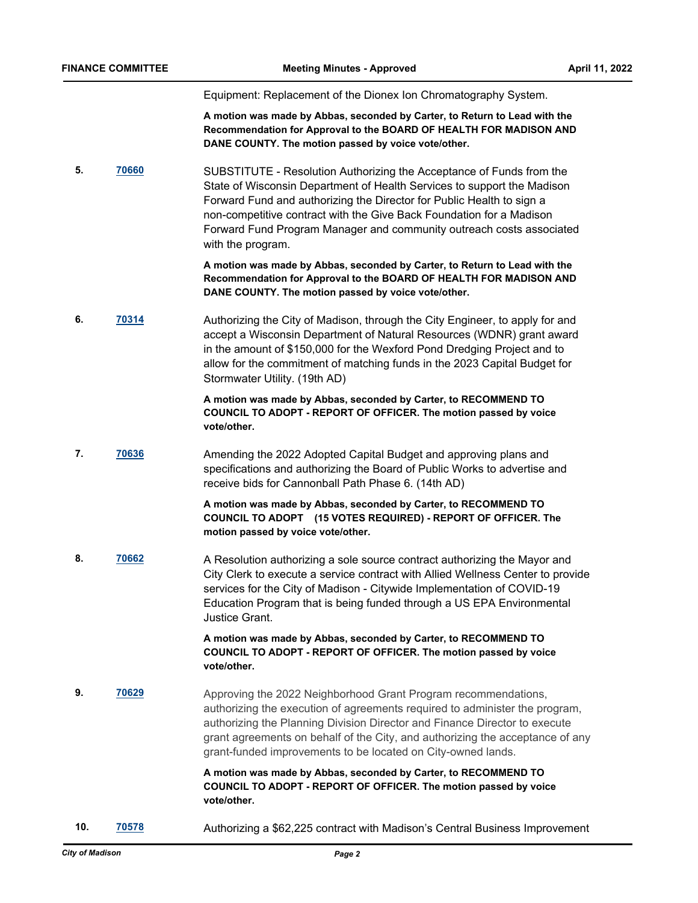Equipment: Replacement of the Dionex Ion Chromatography System.

**A motion was made by Abbas, seconded by Carter, to Return to Lead with the Recommendation for Approval to the BOARD OF HEALTH FOR MADISON AND DANE COUNTY. The motion passed by voice vote/other.**

**5.** **70660** SUBSTITUTE - Resolution Authorizing the Acceptance of Funds from the State of Wisconsin Department of Health Services to support the Madison Forward Fund and authorizing the Director for Public Health to sign a non-competitive contract with the Give Back Foundation for a Madison Forward Fund Program Manager and community outreach costs associated with the program.

**A motion was made by Abbas, seconded by Carter, to Return to Lead with the Recommendation for Approval to the BOARD OF HEALTH FOR MADISON AND DANE COUNTY. The motion passed by voice vote/other.**

**6.** **70314** Authorizing the City of Madison, through the City Engineer, to apply for and accept a Wisconsin Department of Natural Resources (WDNR) grant award in the amount of $150,000 for the Wexford Pond Dredging Project and to allow for the commitment of matching funds in the 2023 Capital Budget for Stormwater Utility. (19th AD)

**A motion was made by Abbas, seconded by Carter, to RECOMMEND TO COUNCIL TO ADOPT - REPORT OF OFFICER. The motion passed by voice vote/other.**

**7.** **70636** Amending the 2022 Adopted Capital Budget and approving plans and specifications and authorizing the Board of Public Works to advertise and receive bids for Cannonball Path Phase 6. (14th AD)

**A motion was made by Abbas, seconded by Carter, to RECOMMEND TO COUNCIL TO ADOPT (15 VOTES REQUIRED) - REPORT OF OFFICER. The motion passed by voice vote/other.**

**8.** **70662** A Resolution authorizing a sole source contract authorizing the Mayor and City Clerk to execute a service contract with Allied Wellness Center to provide services for the City of Madison - Citywide Implementation of COVID-19 Education Program that is being funded through a US EPA Environmental Justice Grant.

**A motion was made by Abbas, seconded by Carter, to RECOMMEND TO COUNCIL TO ADOPT - REPORT OF OFFICER. The motion passed by voice vote/other.**

**9.** **70629** Approving the 2022 Neighborhood Grant Program recommendations, authorizing the execution of agreements required to administer the program, authorizing the Planning Division Director and Finance Director to execute grant agreements on behalf of the City, and authorizing the acceptance of any grant-funded improvements to be located on City-owned lands.

**A motion was made by Abbas, seconded by Carter, to RECOMMEND TO COUNCIL TO ADOPT - REPORT OF OFFICER. The motion passed by voice vote/other.**

**10.** **70578** Authorizing a $62,225 contract with Madison's Central Business Improvement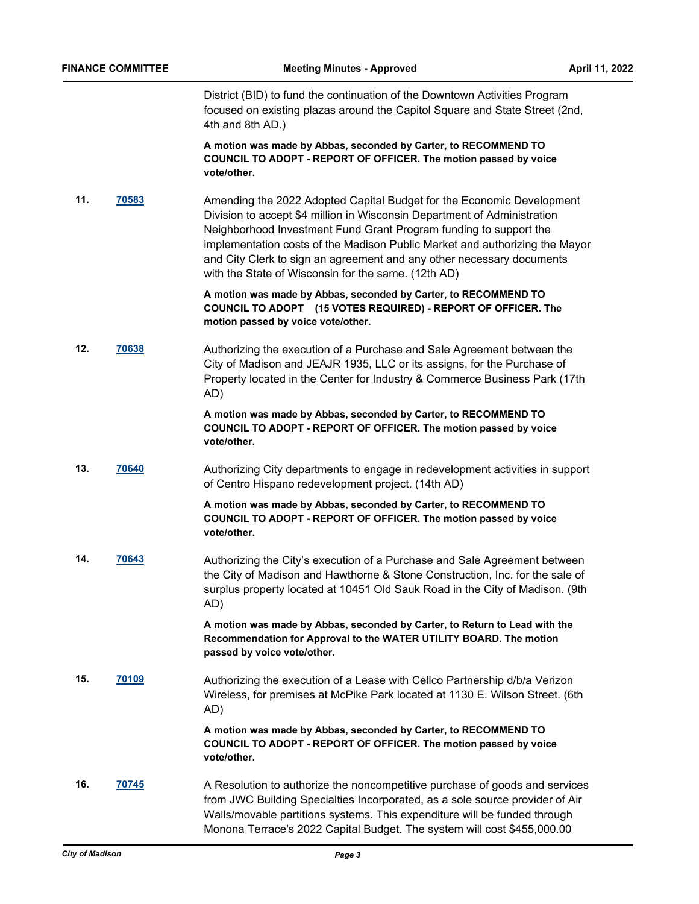District (BID) to fund the continuation of the Downtown Activities Program focused on existing plazas around the Capitol Square and State Street (2nd, 4th and 8th AD.)

**A motion was made by Abbas, seconded by Carter, to RECOMMEND TO COUNCIL TO ADOPT - REPORT OF OFFICER. The motion passed by voice vote/other.**

**11.** [70583](70583)

Amending the 2022 Adopted Capital Budget for the Economic Development Division to accept $4 million in Wisconsin Department of Administration Neighborhood Investment Fund Grant Program funding to support the implementation costs of the Madison Public Market and authorizing the Mayor and City Clerk to sign an agreement and any other necessary documents with the State of Wisconsin for the same. (12th AD)

**A motion was made by Abbas, seconded by Carter, to RECOMMEND TO COUNCIL TO ADOPT (15 VOTES REQUIRED) - REPORT OF OFFICER. The motion passed by voice vote/other.**

**12.** [70638](70638)

Authorizing the execution of a Purchase and Sale Agreement between the City of Madison and JEAJR 1935, LLC or its assigns, for the Purchase of Property located in the Center for Industry & Commerce Business Park (17th AD)

**A motion was made by Abbas, seconded by Carter, to RECOMMEND TO COUNCIL TO ADOPT - REPORT OF OFFICER. The motion passed by voice vote/other.**

**13.** [70640](70640)

Authorizing City departments to engage in redevelopment activities in support of Centro Hispano redevelopment project. (14th AD)

**A motion was made by Abbas, seconded by Carter, to RECOMMEND TO COUNCIL TO ADOPT - REPORT OF OFFICER. The motion passed by voice vote/other.**

**14.** [70643](70643)

Authorizing the City's execution of a Purchase and Sale Agreement between the City of Madison and Hawthorne & Stone Construction, Inc. for the sale of surplus property located at 10451 Old Sauk Road in the City of Madison. (9th AD)

**A motion was made by Abbas, seconded by Carter, to Return to Lead with the Recommendation for Approval to the WATER UTILITY BOARD. The motion passed by voice vote/other.**

**15.** [70109](70109)

Authorizing the execution of a Lease with Cellco Partnership d/b/a Verizon Wireless, for premises at McPike Park located at 1130 E. Wilson Street. (6th AD)

**A motion was made by Abbas, seconded by Carter, to RECOMMEND TO COUNCIL TO ADOPT - REPORT OF OFFICER. The motion passed by voice vote/other.**

**16.** [70745](70745)

A Resolution to authorize the noncompetitive purchase of goods and services from JWC Building Specialties Incorporated, as a sole source provider of Air Walls/movable partitions systems. This expenditure will be funded through Monona Terrace's 2022 Capital Budget. The system will cost $455,000.00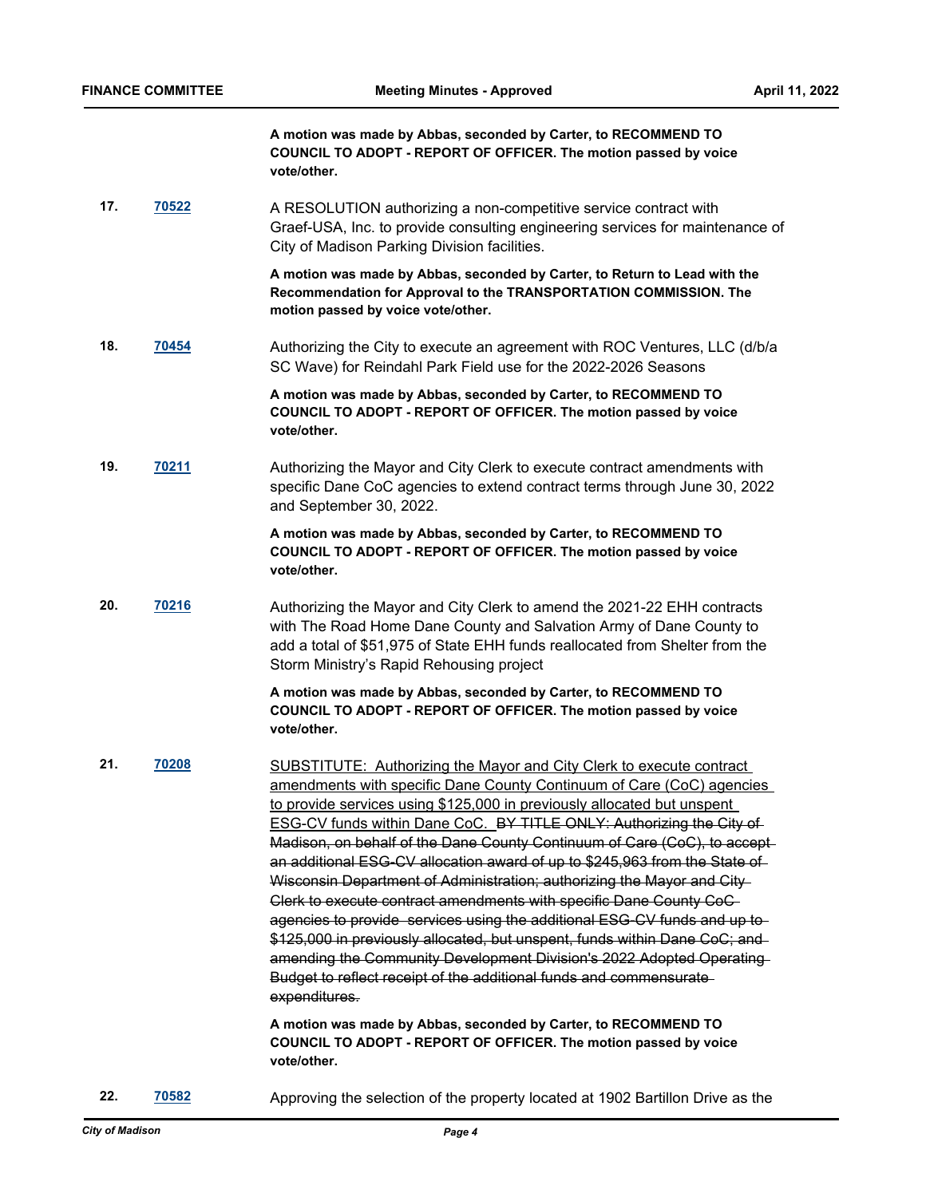**A motion was made by Abbas, seconded by Carter, to RECOMMEND TO COUNCIL TO ADOPT - REPORT OF OFFICER. The motion passed by voice vote/other.**

**17.** **70522**

A RESOLUTION authorizing a non-competitive service contract with Graef-USA, Inc. to provide consulting engineering services for maintenance of City of Madison Parking Division facilities.

**A motion was made by Abbas, seconded by Carter, to Return to Lead with the Recommendation for Approval to the TRANSPORTATION COMMISSION. The motion passed by voice vote/other.**

**18.** **70454**

Authorizing the City to execute an agreement with ROC Ventures, LLC (d/b/a SC Wave) for Reindahl Park Field use for the 2022-2026 Seasons

**A motion was made by Abbas, seconded by Carter, to RECOMMEND TO COUNCIL TO ADOPT - REPORT OF OFFICER. The motion passed by voice vote/other.**

**19.** **70211**

Authorizing the Mayor and City Clerk to execute contract amendments with specific Dane CoC agencies to extend contract terms through June 30, 2022 and September 30, 2022.

**A motion was made by Abbas, seconded by Carter, to RECOMMEND TO COUNCIL TO ADOPT - REPORT OF OFFICER. The motion passed by voice vote/other.**

**20.** **70216**

Authorizing the Mayor and City Clerk to amend the 2021-22 EHH contracts with The Road Home Dane County and Salvation Army of Dane County to add a total of $51,975 of State EHH funds reallocated from Shelter from the Storm Ministry's Rapid Rehousing project

**A motion was made by Abbas, seconded by Carter, to RECOMMEND TO COUNCIL TO ADOPT - REPORT OF OFFICER. The motion passed by voice vote/other.**

**21.** **70208**

<u>SUBSTITUTE: Authorizing the Mayor and City Clerk to execute contract amendments with specific Dane County Continuum of Care (CoC) agencies to provide services using $125,000 in previously allocated but unspent ESG-CV funds within Dane CoC.</u> ~~BY TITLE ONLY: Authorizing the City of Madison, on behalf of the Dane County Continuum of Care (CoC), to accept an additional ESG-CV allocation award of up to $245,963 from the State of Wisconsin Department of Administration; authorizing the Mayor and City Clerk to execute contract amendments with specific Dane County CoC agencies to provide services using the additional ESG-CV funds and up to $125,000 in previously allocated, but unspent, funds within Dane CoC; and amending the Community Development Division's 2022 Adopted Operating Budget to reflect receipt of the additional funds and commensurate expenditures.~~

**A motion was made by Abbas, seconded by Carter, to RECOMMEND TO COUNCIL TO ADOPT - REPORT OF OFFICER. The motion passed by voice vote/other.**

**22.** **70582**

Approving the selection of the property located at 1902 Bartillon Drive as the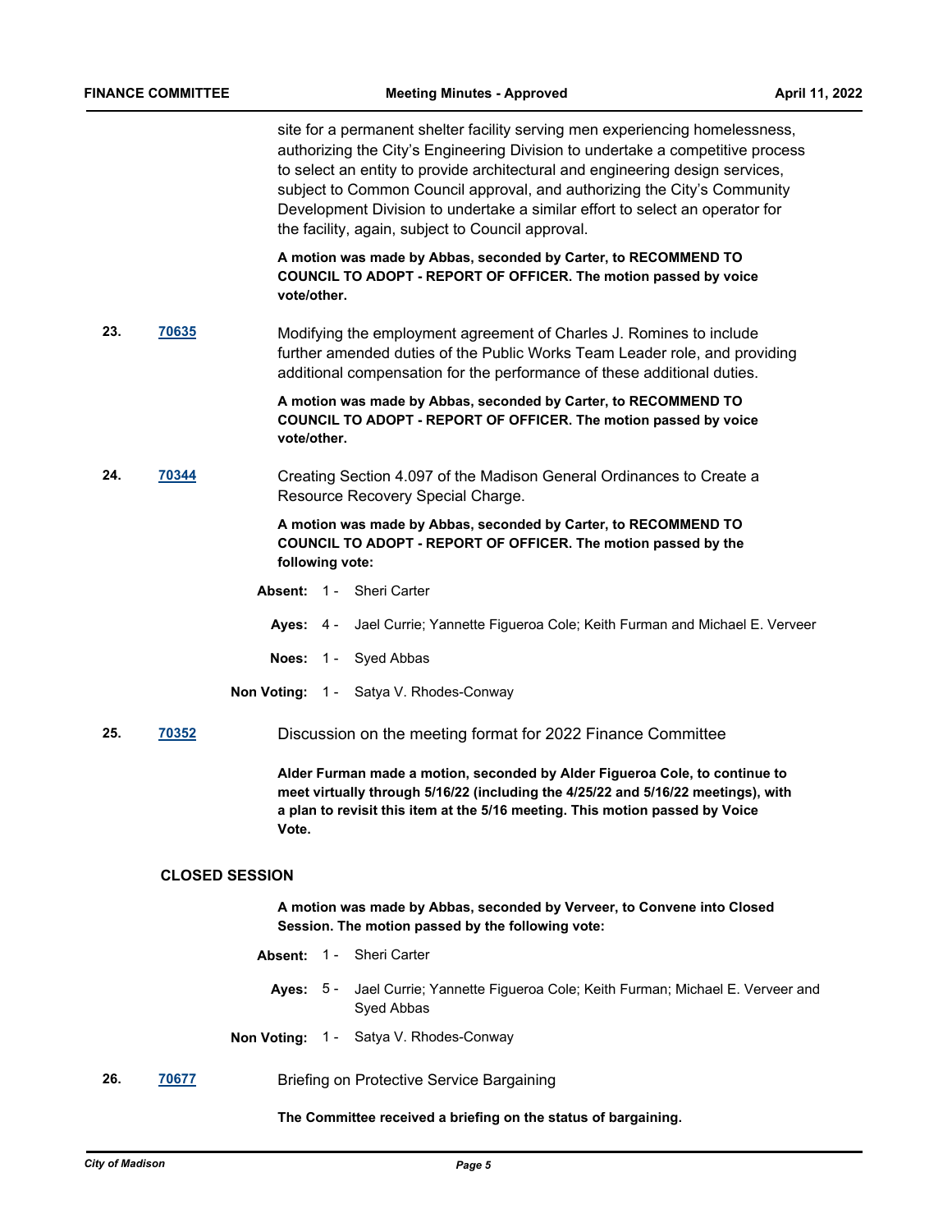site for a permanent shelter facility serving men experiencing homelessness, authorizing the City's Engineering Division to undertake a competitive process to select an entity to provide architectural and engineering design services, subject to Common Council approval, and authorizing the City's Community Development Division to undertake a similar effort to select an operator for the facility, again, subject to Council approval.

**A motion was made by Abbas, seconded by Carter, to RECOMMEND TO COUNCIL TO ADOPT - REPORT OF OFFICER. The motion passed by voice vote/other.**

**23.** [70635](70635) Modifying the employment agreement of Charles J. Romines to include further amended duties of the Public Works Team Leader role, and providing additional compensation for the performance of these additional duties.

**A motion was made by Abbas, seconded by Carter, to RECOMMEND TO COUNCIL TO ADOPT - REPORT OF OFFICER. The motion passed by voice vote/other.**

**24.** [70344](70344) Creating Section 4.097 of the Madison General Ordinances to Create a Resource Recovery Special Charge.

**A motion was made by Abbas, seconded by Carter, to RECOMMEND TO COUNCIL TO ADOPT - REPORT OF OFFICER. The motion passed by the following vote:**

**Absent:** 1 - Sheri Carter

**Ayes:** 4 - Jael Currie; Yannette Figueroa Cole; Keith Furman and Michael E. Verveer

**Noes:** 1 - Syed Abbas

**Non Voting:** 1 - Satya V. Rhodes-Conway

**25.** [70352](70352) Discussion on the meeting format for 2022 Finance Committee

**Alder Furman made a motion, seconded by Alder Figueroa Cole, to continue to meet virtually through 5/16/22 (including the 4/25/22 and 5/16/22 meetings), with a plan to revisit this item at the 5/16 meeting. This motion passed by Voice Vote.**

## CLOSED SESSION

**A motion was made by Abbas, seconded by Verveer, to Convene into Closed Session. The motion passed by the following vote:**

**Absent:** 1 - Sheri Carter

**Ayes:** 5 - Jael Currie; Yannette Figueroa Cole; Keith Furman; Michael E. Verveer and Syed Abbas

**Non Voting:** 1 - Satya V. Rhodes-Conway

**26.** [70677](70677) Briefing on Protective Service Bargaining

**The Committee received a briefing on the status of bargaining.**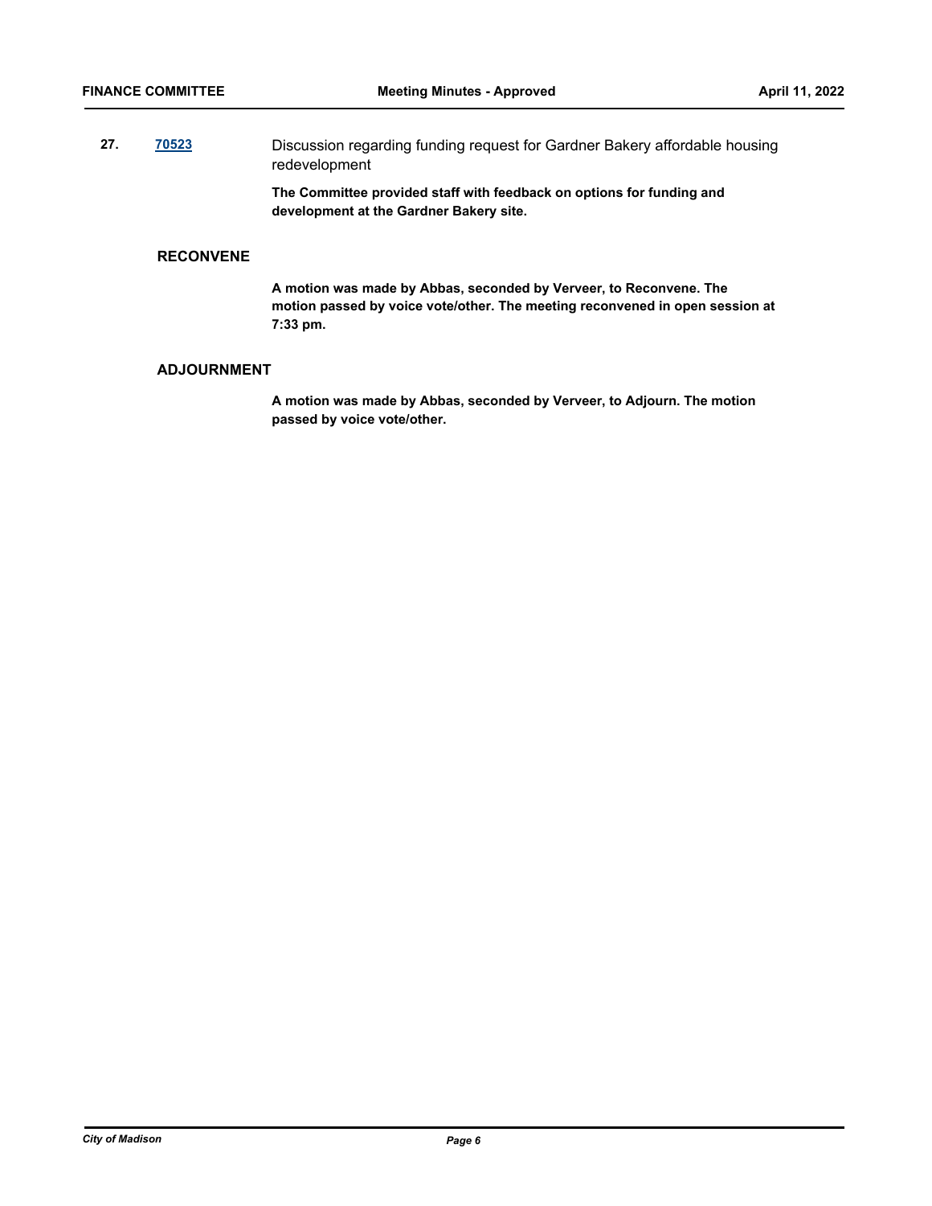**27.** **70523** Discussion regarding funding request for Gardner Bakery affordable housing redevelopment

**The Committee provided staff with feedback on options for funding and development at the Gardner Bakery site.**

## RECONVENE

**A motion was made by Abbas, seconded by Verveer, to Reconvene. The motion passed by voice vote/other. The meeting reconvened in open session at 7:33 pm.**

## ADJOURNMENT

**A motion was made by Abbas, seconded by Verveer, to Adjourn. The motion passed by voice vote/other.**